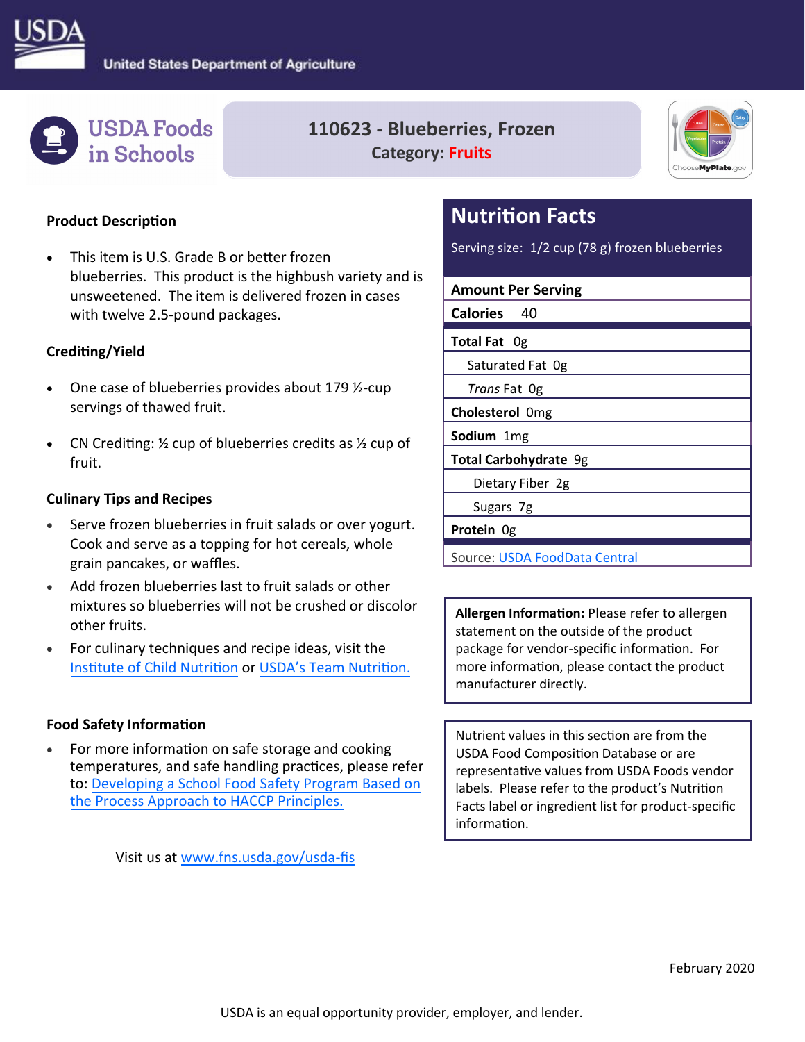USDA United States Department of Agriculture

USDA Foods in Schools

# 110623 - Blueberries, Frozen

**Category: Fruits**

## Product Description

- This item is U.S. Grade B or better frozen blueberries. This product is the highbush variety and is unsweetened. The item is delivered frozen in cases with twelve 2.5-pound packages.

## Crediting/Yield

- One case of blueberries provides about 179 ½-cup servings of thawed fruit.
- CN Crediting: ½ cup of blueberries credits as ½ cup of fruit.

## Culinary Tips and Recipes

- Serve frozen blueberries in fruit salads or over yogurt. Cook and serve as a topping for hot cereals, whole grain pancakes, or waffles.
- Add frozen blueberries last to fruit salads or other mixtures so blueberries will not be crushed or discolor other fruits.
- For culinary techniques and recipe ideas, visit the Institute of Child Nutrition or USDA's Team Nutrition.

## Food Safety Information

- For more information on safe storage and cooking temperatures, and safe handling practices, please refer to: Developing a School Food Safety Program Based on the Process Approach to HACCP Principles.

Visit us at www.fns.usda.gov/usda-fis

## Nutrition Facts

Serving size: 1/2 cup (78 g) frozen blueberries

| Amount Per Serving | |
|---|---|
| **Calories** | 40 |
| **Total Fat** | 0g |
| Saturated Fat | 0g |
| *Trans* Fat | 0g |
| **Cholesterol** | 0mg |
| **Sodium** | 1mg |
| **Total Carbohydrate** | 9g |
| Dietary Fiber | 2g |
| Sugars | 7g |
| **Protein** | 0g |

Source: USDA FoodData Central

**Allergen Information:** Please refer to allergen statement on the outside of the product package for vendor-specific information. For more information, please contact the product manufacturer directly.

Nutrient values in this section are from the USDA Food Composition Database or are representative values from USDA Foods vendor labels. Please refer to the product's Nutrition Facts label or ingredient list for product-specific information.

February 2020

USDA is an equal opportunity provider, employer, and lender.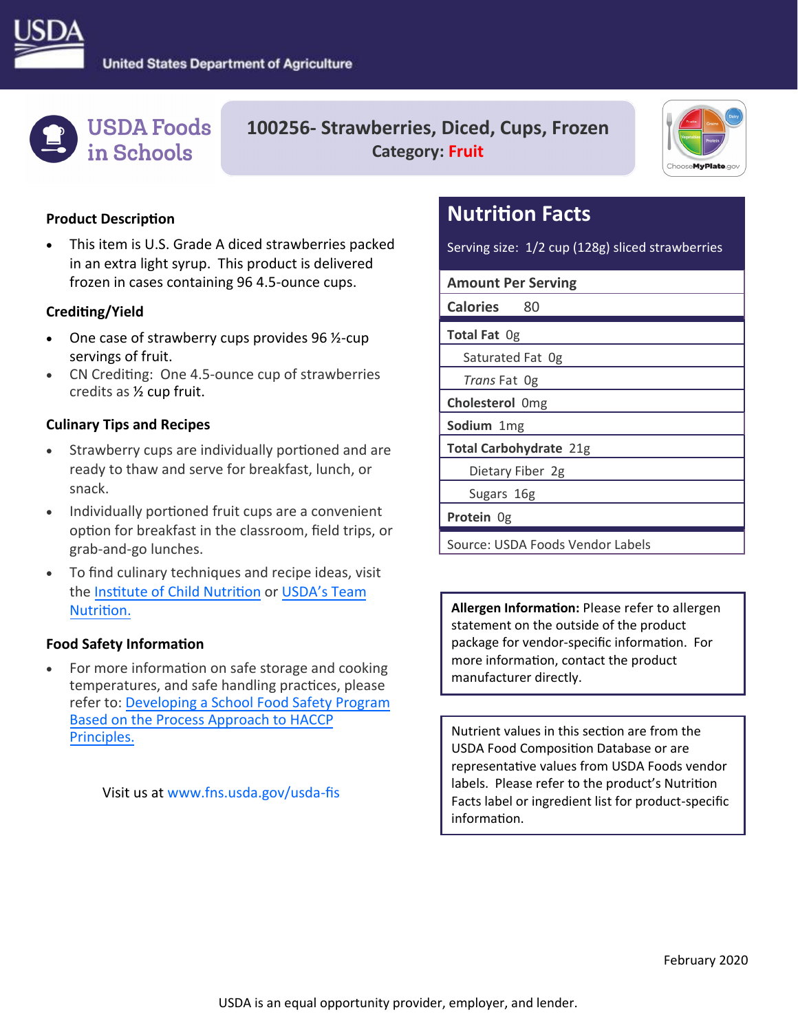USDA — United States Department of Agriculture

USDA Foods in Schools

# 100256- Strawberries, Diced, Cups, Frozen

**Category: Fruit**

### Product Description

- This item is U.S. Grade A diced strawberries packed in an extra light syrup. This product is delivered frozen in cases containing 96 4.5-ounce cups.

### Crediting/Yield

- One case of strawberry cups provides 96 ½-cup servings of fruit.
- CN Crediting: One 4.5-ounce cup of strawberries credits as ½ cup fruit.

### Culinary Tips and Recipes

- Strawberry cups are individually portioned and are ready to thaw and serve for breakfast, lunch, or snack.
- Individually portioned fruit cups are a convenient option for breakfast in the classroom, field trips, or grab-and-go lunches.
- To find culinary techniques and recipe ideas, visit the Institute of Child Nutrition or USDA's Team Nutrition.

### Food Safety Information

- For more information on safe storage and cooking temperatures, and safe handling practices, please refer to: Developing a School Food Safety Program Based on the Process Approach to HACCP Principles.

Visit us at www.fns.usda.gov/usda-fis

## Nutrition Facts

Serving size: 1/2 cup (128g) sliced strawberries

| Amount Per Serving | |
|---|---|
| **Calories** | 80 |
| **Total Fat** | 0g |
| Saturated Fat | 0g |
| *Trans* Fat | 0g |
| **Cholesterol** | 0mg |
| **Sodium** | 1mg |
| **Total Carbohydrate** | 21g |
| Dietary Fiber | 2g |
| Sugars | 16g |
| **Protein** | 0g |

Source: USDA Foods Vendor Labels

**Allergen Information:** Please refer to allergen statement on the outside of the product package for vendor-specific information. For more information, contact the product manufacturer directly.

Nutrient values in this section are from the USDA Food Composition Database or are representative values from USDA Foods vendor labels. Please refer to the product's Nutrition Facts label or ingredient list for product-specific information.

February 2020

USDA is an equal opportunity provider, employer, and lender.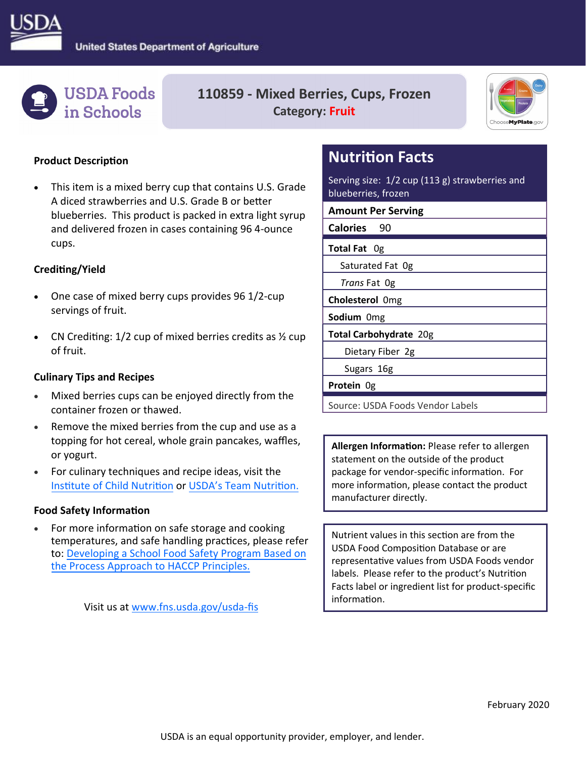# 110859 - Mixed Berries, Cups, Frozen

**Category: Fruit**

USDA Foods in Schools

## Product Description

- This item is a mixed berry cup that contains U.S. Grade A diced strawberries and U.S. Grade B or better blueberries. This product is packed in extra light syrup and delivered frozen in cases containing 96 4-ounce cups.

## Crediting/Yield

- One case of mixed berry cups provides 96 1/2-cup servings of fruit.
- CN Crediting: 1/2 cup of mixed berries credits as ½ cup of fruit.

## Culinary Tips and Recipes

- Mixed berries cups can be enjoyed directly from the container frozen or thawed.
- Remove the mixed berries from the cup and use as a topping for hot cereal, whole grain pancakes, waffles, or yogurt.
- For culinary techniques and recipe ideas, visit the Institute of Child Nutrition or USDA's Team Nutrition.

## Food Safety Information

- For more information on safe storage and cooking temperatures, and safe handling practices, please refer to: Developing a School Food Safety Program Based on the Process Approach to HACCP Principles.

Visit us at www.fns.usda.gov/usda-fis

## Nutrition Facts

Serving size: 1/2 cup (113 g) strawberries and blueberries, frozen

| Amount Per Serving | |
|---|---|
| **Calories** | 90 |
| **Total Fat** | 0g |
| Saturated Fat | 0g |
| *Trans* Fat | 0g |
| **Cholesterol** | 0mg |
| **Sodium** | 0mg |
| **Total Carbohydrate** | 20g |
| Dietary Fiber | 2g |
| Sugars | 16g |
| **Protein** | 0g |

Source: USDA Foods Vendor Labels

**Allergen Information:** Please refer to allergen statement on the outside of the product package for vendor-specific information. For more information, please contact the product manufacturer directly.

Nutrient values in this section are from the USDA Food Composition Database or are representative values from USDA Foods vendor labels. Please refer to the product's Nutrition Facts label or ingredient list for product-specific information.

February 2020

USDA is an equal opportunity provider, employer, and lender.